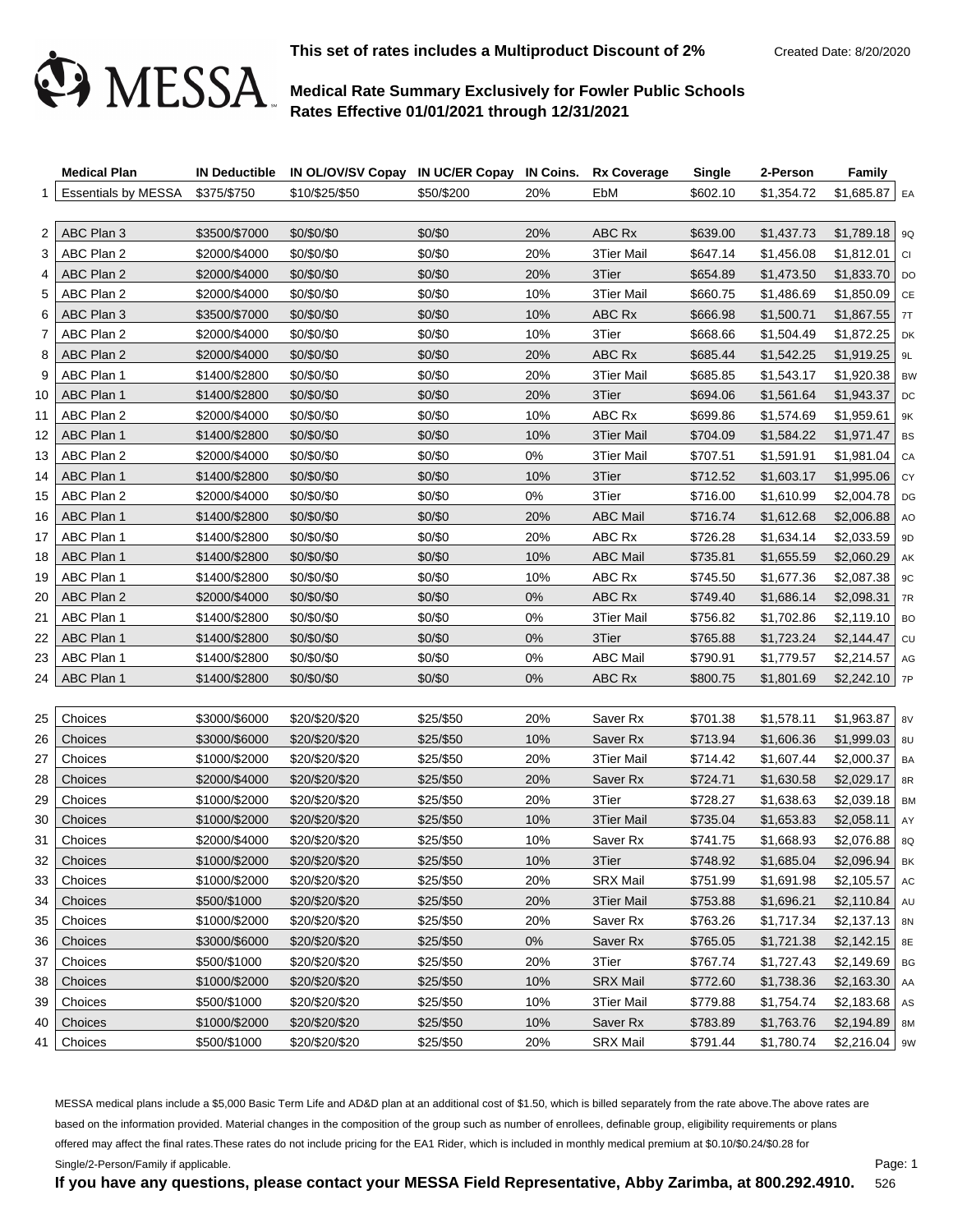MESSA

**This set of rates includes a Multiproduct Discount of 2%**

Created Date: 8/20/2020

**Medical Rate Summary Exclusively for Fowler Public Schools**
**Rates Effective 01/01/2021 through 12/31/2021**

| | Medical Plan | IN Deductible | IN OL/OV/SV Copay | IN UC/ER Copay | IN Coins. | Rx Coverage | Single | 2-Person | Family | |
|---|---|---|---|---|---|---|---|---|---|---|
| 1 | Essentials by MESSA | $375/$750 | $10/$25/$50 | $50/$200 | 20% | EbM | $602.10 | $1,354.72 | $1,685.87 | EA |
| 2 | ABC Plan 3 | $3500/$7000 | $0/$0/$0 | $0/$0 | 20% | ABC Rx | $639.00 | $1,437.73 | $1,789.18 | 9Q |
| 3 | ABC Plan 2 | $2000/$4000 | $0/$0/$0 | $0/$0 | 20% | 3Tier Mail | $647.14 | $1,456.08 | $1,812.01 | CI |
| 4 | ABC Plan 2 | $2000/$4000 | $0/$0/$0 | $0/$0 | 20% | 3Tier | $654.89 | $1,473.50 | $1,833.70 | DO |
| 5 | ABC Plan 2 | $2000/$4000 | $0/$0/$0 | $0/$0 | 10% | 3Tier Mail | $660.75 | $1,486.69 | $1,850.09 | CE |
| 6 | ABC Plan 3 | $3500/$7000 | $0/$0/$0 | $0/$0 | 10% | ABC Rx | $666.98 | $1,500.71 | $1,867.55 | 7T |
| 7 | ABC Plan 2 | $2000/$4000 | $0/$0/$0 | $0/$0 | 10% | 3Tier | $668.66 | $1,504.49 | $1,872.25 | DK |
| 8 | ABC Plan 2 | $2000/$4000 | $0/$0/$0 | $0/$0 | 20% | ABC Rx | $685.44 | $1,542.25 | $1,919.25 | 9L |
| 9 | ABC Plan 1 | $1400/$2800 | $0/$0/$0 | $0/$0 | 20% | 3Tier Mail | $685.85 | $1,543.17 | $1,920.38 | BW |
| 10 | ABC Plan 1 | $1400/$2800 | $0/$0/$0 | $0/$0 | 20% | 3Tier | $694.06 | $1,561.64 | $1,943.37 | DC |
| 11 | ABC Plan 2 | $2000/$4000 | $0/$0/$0 | $0/$0 | 10% | ABC Rx | $699.86 | $1,574.69 | $1,959.61 | 9K |
| 12 | ABC Plan 1 | $1400/$2800 | $0/$0/$0 | $0/$0 | 10% | 3Tier Mail | $704.09 | $1,584.22 | $1,971.47 | BS |
| 13 | ABC Plan 2 | $2000/$4000 | $0/$0/$0 | $0/$0 | 0% | 3Tier Mail | $707.51 | $1,591.91 | $1,981.04 | CA |
| 14 | ABC Plan 1 | $1400/$2800 | $0/$0/$0 | $0/$0 | 10% | 3Tier | $712.52 | $1,603.17 | $1,995.06 | CY |
| 15 | ABC Plan 2 | $2000/$4000 | $0/$0/$0 | $0/$0 | 0% | 3Tier | $716.00 | $1,610.99 | $2,004.78 | DG |
| 16 | ABC Plan 1 | $1400/$2800 | $0/$0/$0 | $0/$0 | 20% | ABC Mail | $716.74 | $1,612.68 | $2,006.88 | AO |
| 17 | ABC Plan 1 | $1400/$2800 | $0/$0/$0 | $0/$0 | 20% | ABC Rx | $726.28 | $1,634.14 | $2,033.59 | 9D |
| 18 | ABC Plan 1 | $1400/$2800 | $0/$0/$0 | $0/$0 | 10% | ABC Mail | $735.81 | $1,655.59 | $2,060.29 | AK |
| 19 | ABC Plan 1 | $1400/$2800 | $0/$0/$0 | $0/$0 | 10% | ABC Rx | $745.50 | $1,677.36 | $2,087.38 | 9C |
| 20 | ABC Plan 2 | $2000/$4000 | $0/$0/$0 | $0/$0 | 0% | ABC Rx | $749.40 | $1,686.14 | $2,098.31 | 7R |
| 21 | ABC Plan 1 | $1400/$2800 | $0/$0/$0 | $0/$0 | 0% | 3Tier Mail | $756.82 | $1,702.86 | $2,119.10 | BO |
| 22 | ABC Plan 1 | $1400/$2800 | $0/$0/$0 | $0/$0 | 0% | 3Tier | $765.88 | $1,723.24 | $2,144.47 | CU |
| 23 | ABC Plan 1 | $1400/$2800 | $0/$0/$0 | $0/$0 | 0% | ABC Mail | $790.91 | $1,779.57 | $2,214.57 | AG |
| 24 | ABC Plan 1 | $1400/$2800 | $0/$0/$0 | $0/$0 | 0% | ABC Rx | $800.75 | $1,801.69 | $2,242.10 | 7P |
| 25 | Choices | $3000/$6000 | $20/$20/$20 | $25/$50 | 20% | Saver Rx | $701.38 | $1,578.11 | $1,963.87 | 8V |
| 26 | Choices | $3000/$6000 | $20/$20/$20 | $25/$50 | 10% | Saver Rx | $713.94 | $1,606.36 | $1,999.03 | 8U |
| 27 | Choices | $1000/$2000 | $20/$20/$20 | $25/$50 | 20% | 3Tier Mail | $714.42 | $1,607.44 | $2,000.37 | BA |
| 28 | Choices | $2000/$4000 | $20/$20/$20 | $25/$50 | 20% | Saver Rx | $724.71 | $1,630.58 | $2,029.17 | 8R |
| 29 | Choices | $1000/$2000 | $20/$20/$20 | $25/$50 | 20% | 3Tier | $728.27 | $1,638.63 | $2,039.18 | BM |
| 30 | Choices | $1000/$2000 | $20/$20/$20 | $25/$50 | 10% | 3Tier Mail | $735.04 | $1,653.83 | $2,058.11 | AY |
| 31 | Choices | $2000/$4000 | $20/$20/$20 | $25/$50 | 10% | Saver Rx | $741.75 | $1,668.93 | $2,076.88 | 8Q |
| 32 | Choices | $1000/$2000 | $20/$20/$20 | $25/$50 | 10% | 3Tier | $748.92 | $1,685.04 | $2,096.94 | BK |
| 33 | Choices | $1000/$2000 | $20/$20/$20 | $25/$50 | 20% | SRX Mail | $751.99 | $1,691.98 | $2,105.57 | AC |
| 34 | Choices | $500/$1000 | $20/$20/$20 | $25/$50 | 20% | 3Tier Mail | $753.88 | $1,696.21 | $2,110.84 | AU |
| 35 | Choices | $1000/$2000 | $20/$20/$20 | $25/$50 | 20% | Saver Rx | $763.26 | $1,717.34 | $2,137.13 | 8N |
| 36 | Choices | $3000/$6000 | $20/$20/$20 | $25/$50 | 0% | Saver Rx | $765.05 | $1,721.38 | $2,142.15 | 8E |
| 37 | Choices | $500/$1000 | $20/$20/$20 | $25/$50 | 20% | 3Tier | $767.74 | $1,727.43 | $2,149.69 | BG |
| 38 | Choices | $1000/$2000 | $20/$20/$20 | $25/$50 | 10% | SRX Mail | $772.60 | $1,738.36 | $2,163.30 | AA |
| 39 | Choices | $500/$1000 | $20/$20/$20 | $25/$50 | 10% | 3Tier Mail | $779.88 | $1,754.74 | $2,183.68 | AS |
| 40 | Choices | $1000/$2000 | $20/$20/$20 | $25/$50 | 10% | Saver Rx | $783.89 | $1,763.76 | $2,194.89 | 8M |
| 41 | Choices | $500/$1000 | $20/$20/$20 | $25/$50 | 20% | SRX Mail | $791.44 | $1,780.74 | $2,216.04 | 9W |

MESSA medical plans include a $5,000 Basic Term Life and AD&D plan at an additional cost of $1.50, which is billed separately from the rate above.The above rates are based on the information provided. Material changes in the composition of the group such as number of enrollees, definable group, eligibility requirements or plans offered may affect the final rates.These rates do not include pricing for the EA1 Rider, which is included in monthly medical premium at $0.10/$0.24/$0.28 for Single/2-Person/Family if applicable.

**If you have any questions, please contact your MESSA Field Representative, Abby Zarimba, at 800.292.4910.** 526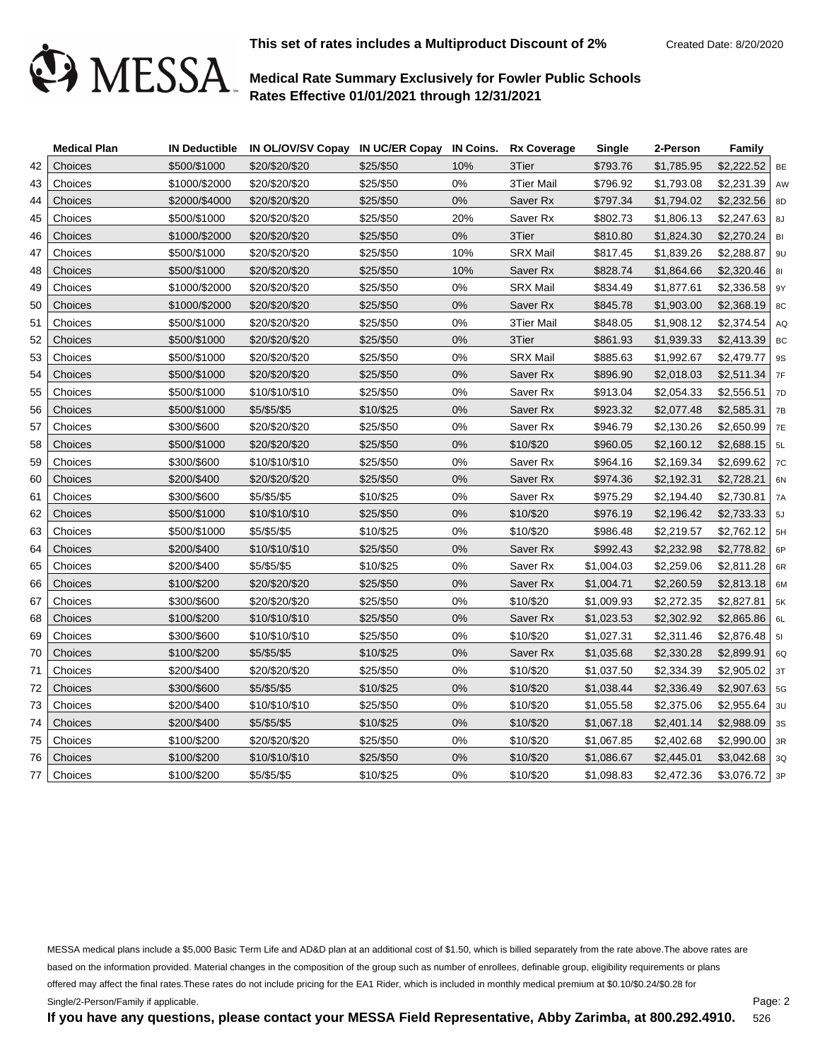**This set of rates includes a Multiproduct Discount of 2%**

Created Date: 8/20/2020

MESSA

**Medical Rate Summary Exclusively for Fowler Public Schools**
**Rates Effective 01/01/2021 through 12/31/2021**

| | Medical Plan | IN Deductible | IN OL/OV/SV Copay | IN UC/ER Copay | IN Coins. | Rx Coverage | Single | 2-Person | Family | |
|---|---|---|---|---|---|---|---|---|---|---|
| 42 | Choices | $500/$1000 | $20/$20/$20 | $25/$50 | 10% | 3Tier | $793.76 | $1,785.95 | $2,222.52 | BE |
| 43 | Choices | $1000/$2000 | $20/$20/$20 | $25/$50 | 0% | 3Tier Mail | $796.92 | $1,793.08 | $2,231.39 | AW |
| 44 | Choices | $2000/$4000 | $20/$20/$20 | $25/$50 | 0% | Saver Rx | $797.34 | $1,794.02 | $2,232.56 | 8D |
| 45 | Choices | $500/$1000 | $20/$20/$20 | $25/$50 | 20% | Saver Rx | $802.73 | $1,806.13 | $2,247.63 | 8J |
| 46 | Choices | $1000/$2000 | $20/$20/$20 | $25/$50 | 0% | 3Tier | $810.80 | $1,824.30 | $2,270.24 | BI |
| 47 | Choices | $500/$1000 | $20/$20/$20 | $25/$50 | 10% | SRX Mail | $817.45 | $1,839.26 | $2,288.87 | 9U |
| 48 | Choices | $500/$1000 | $20/$20/$20 | $25/$50 | 10% | Saver Rx | $828.74 | $1,864.66 | $2,320.46 | 8I |
| 49 | Choices | $1000/$2000 | $20/$20/$20 | $25/$50 | 0% | SRX Mail | $834.49 | $1,877.61 | $2,336.58 | 9Y |
| 50 | Choices | $1000/$2000 | $20/$20/$20 | $25/$50 | 0% | Saver Rx | $845.78 | $1,903.00 | $2,368.19 | 8C |
| 51 | Choices | $500/$1000 | $20/$20/$20 | $25/$50 | 0% | 3Tier Mail | $848.05 | $1,908.12 | $2,374.54 | AQ |
| 52 | Choices | $500/$1000 | $20/$20/$20 | $25/$50 | 0% | 3Tier | $861.93 | $1,939.33 | $2,413.39 | BC |
| 53 | Choices | $500/$1000 | $20/$20/$20 | $25/$50 | 0% | SRX Mail | $885.63 | $1,992.67 | $2,479.77 | 9S |
| 54 | Choices | $500/$1000 | $20/$20/$20 | $25/$50 | 0% | Saver Rx | $896.90 | $2,018.03 | $2,511.34 | 7F |
| 55 | Choices | $500/$1000 | $10/$10/$10 | $25/$50 | 0% | Saver Rx | $913.04 | $2,054.33 | $2,556.51 | 7D |
| 56 | Choices | $500/$1000 | $5/$5/$5 | $10/$25 | 0% | Saver Rx | $923.32 | $2,077.48 | $2,585.31 | 7B |
| 57 | Choices | $300/$600 | $20/$20/$20 | $25/$50 | 0% | Saver Rx | $946.79 | $2,130.26 | $2,650.99 | 7E |
| 58 | Choices | $500/$1000 | $20/$20/$20 | $25/$50 | 0% | $10/$20 | $960.05 | $2,160.12 | $2,688.15 | 5L |
| 59 | Choices | $300/$600 | $10/$10/$10 | $25/$50 | 0% | Saver Rx | $964.16 | $2,169.34 | $2,699.62 | 7C |
| 60 | Choices | $200/$400 | $20/$20/$20 | $25/$50 | 0% | Saver Rx | $974.36 | $2,192.31 | $2,728.21 | 6N |
| 61 | Choices | $300/$600 | $5/$5/$5 | $10/$25 | 0% | Saver Rx | $975.29 | $2,194.40 | $2,730.81 | 7A |
| 62 | Choices | $500/$1000 | $10/$10/$10 | $25/$50 | 0% | $10/$20 | $976.19 | $2,196.42 | $2,733.33 | 5J |
| 63 | Choices | $500/$1000 | $5/$5/$5 | $10/$25 | 0% | $10/$20 | $986.48 | $2,219.57 | $2,762.12 | 5H |
| 64 | Choices | $200/$400 | $10/$10/$10 | $25/$50 | 0% | Saver Rx | $992.43 | $2,232.98 | $2,778.82 | 6P |
| 65 | Choices | $200/$400 | $5/$5/$5 | $10/$25 | 0% | Saver Rx | $1,004.03 | $2,259.06 | $2,811.28 | 6R |
| 66 | Choices | $100/$200 | $20/$20/$20 | $25/$50 | 0% | Saver Rx | $1,004.71 | $2,260.59 | $2,813.18 | 6M |
| 67 | Choices | $300/$600 | $20/$20/$20 | $25/$50 | 0% | $10/$20 | $1,009.93 | $2,272.35 | $2,827.81 | 5K |
| 68 | Choices | $100/$200 | $10/$10/$10 | $25/$50 | 0% | Saver Rx | $1,023.53 | $2,302.92 | $2,865.86 | 6L |
| 69 | Choices | $300/$600 | $10/$10/$10 | $25/$50 | 0% | $10/$20 | $1,027.31 | $2,311.46 | $2,876.48 | 5I |
| 70 | Choices | $100/$200 | $5/$5/$5 | $10/$25 | 0% | Saver Rx | $1,035.68 | $2,330.28 | $2,899.91 | 6Q |
| 71 | Choices | $200/$400 | $20/$20/$20 | $25/$50 | 0% | $10/$20 | $1,037.50 | $2,334.39 | $2,905.02 | 3T |
| 72 | Choices | $300/$600 | $5/$5/$5 | $10/$25 | 0% | $10/$20 | $1,038.44 | $2,336.49 | $2,907.63 | 5G |
| 73 | Choices | $200/$400 | $10/$10/$10 | $25/$50 | 0% | $10/$20 | $1,055.58 | $2,375.06 | $2,955.64 | 3U |
| 74 | Choices | $200/$400 | $5/$5/$5 | $10/$25 | 0% | $10/$20 | $1,067.18 | $2,401.14 | $2,988.09 | 3S |
| 75 | Choices | $100/$200 | $20/$20/$20 | $25/$50 | 0% | $10/$20 | $1,067.85 | $2,402.68 | $2,990.00 | 3R |
| 76 | Choices | $100/$200 | $10/$10/$10 | $25/$50 | 0% | $10/$20 | $1,086.67 | $2,445.01 | $3,042.68 | 3Q |
| 77 | Choices | $100/$200 | $5/$5/$5 | $10/$25 | 0% | $10/$20 | $1,098.83 | $2,472.36 | $3,076.72 | 3P |

MESSA medical plans include a $5,000 Basic Term Life and AD&D plan at an additional cost of $1.50, which is billed separately from the rate above.The above rates are based on the information provided. Material changes in the composition of the group such as number of enrollees, definable group, eligibility requirements or plans offered may affect the final rates.These rates do not include pricing for the EA1 Rider, which is included in monthly medical premium at $0.10/$0.24/$0.28 for Single/2-Person/Family if applicable.

**If you have any questions, please contact your MESSA Field Representative, Abby Zarimba, at 800.292.4910.**

526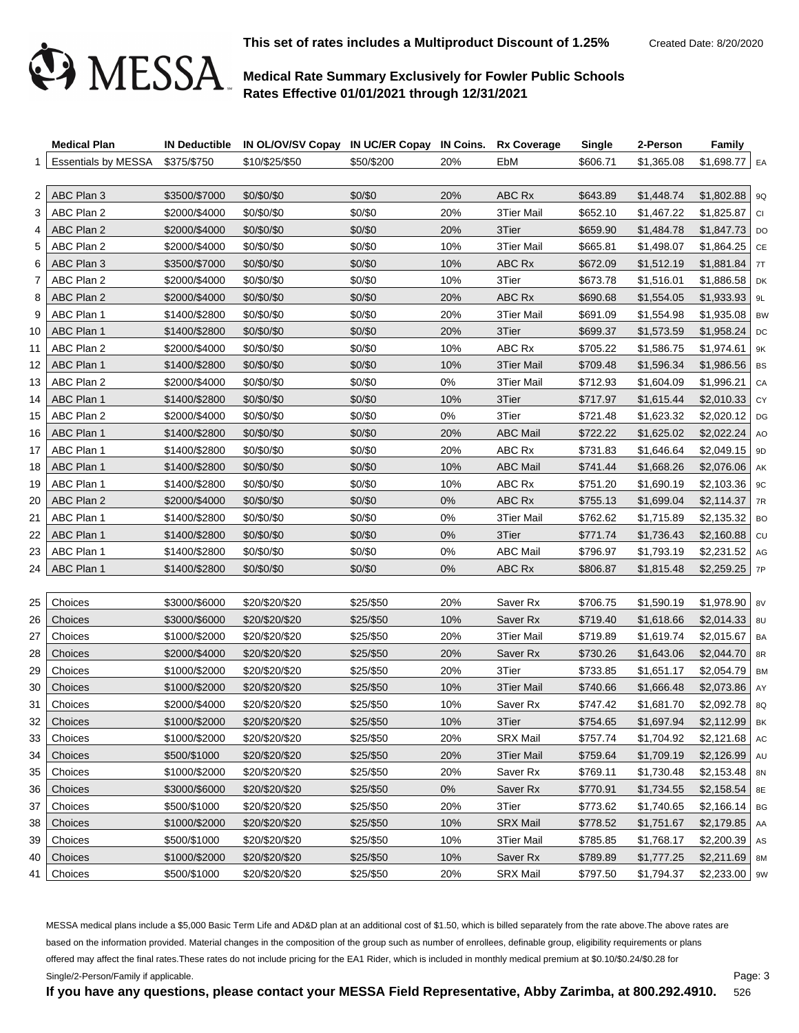MESSA

This set of rates includes a Multiproduct Discount of 1.25%

Created Date: 8/20/2020

**Medical Rate Summary Exclusively for Fowler Public Schools**
**Rates Effective 01/01/2021 through 12/31/2021**

| | Medical Plan | IN Deductible | IN OL/OV/SV Copay | IN UC/ER Copay | IN Coins. | Rx Coverage | Single | 2-Person | Family | |
|---|---|---|---|---|---|---|---|---|---|---|
| 1 | Essentials by MESSA | $375/$750 | $10/$25/$50 | $50/$200 | 20% | EbM | $606.71 | $1,365.08 | $1,698.77 | EA |
| 2 | ABC Plan 3 | $3500/$7000 | $0/$0/$0 | $0/$0 | 20% | ABC Rx | $643.89 | $1,448.74 | $1,802.88 | 9Q |
| 3 | ABC Plan 2 | $2000/$4000 | $0/$0/$0 | $0/$0 | 20% | 3Tier Mail | $652.10 | $1,467.22 | $1,825.87 | CI |
| 4 | ABC Plan 2 | $2000/$4000 | $0/$0/$0 | $0/$0 | 20% | 3Tier | $659.90 | $1,484.78 | $1,847.73 | DO |
| 5 | ABC Plan 2 | $2000/$4000 | $0/$0/$0 | $0/$0 | 10% | 3Tier Mail | $665.81 | $1,498.07 | $1,864.25 | CE |
| 6 | ABC Plan 3 | $3500/$7000 | $0/$0/$0 | $0/$0 | 10% | ABC Rx | $672.09 | $1,512.19 | $1,881.84 | 7T |
| 7 | ABC Plan 2 | $2000/$4000 | $0/$0/$0 | $0/$0 | 10% | 3Tier | $673.78 | $1,516.01 | $1,886.58 | DK |
| 8 | ABC Plan 2 | $2000/$4000 | $0/$0/$0 | $0/$0 | 20% | ABC Rx | $690.68 | $1,554.05 | $1,933.93 | 9L |
| 9 | ABC Plan 1 | $1400/$2800 | $0/$0/$0 | $0/$0 | 20% | 3Tier Mail | $691.09 | $1,554.98 | $1,935.08 | BW |
| 10 | ABC Plan 1 | $1400/$2800 | $0/$0/$0 | $0/$0 | 20% | 3Tier | $699.37 | $1,573.59 | $1,958.24 | DC |
| 11 | ABC Plan 2 | $2000/$4000 | $0/$0/$0 | $0/$0 | 10% | ABC Rx | $705.22 | $1,586.75 | $1,974.61 | 9K |
| 12 | ABC Plan 1 | $1400/$2800 | $0/$0/$0 | $0/$0 | 10% | 3Tier Mail | $709.48 | $1,596.34 | $1,986.56 | BS |
| 13 | ABC Plan 2 | $2000/$4000 | $0/$0/$0 | $0/$0 | 0% | 3Tier Mail | $712.93 | $1,604.09 | $1,996.21 | CA |
| 14 | ABC Plan 1 | $1400/$2800 | $0/$0/$0 | $0/$0 | 10% | 3Tier | $717.97 | $1,615.44 | $2,010.33 | CY |
| 15 | ABC Plan 2 | $2000/$4000 | $0/$0/$0 | $0/$0 | 0% | 3Tier | $721.48 | $1,623.32 | $2,020.12 | DG |
| 16 | ABC Plan 1 | $1400/$2800 | $0/$0/$0 | $0/$0 | 20% | ABC Mail | $722.22 | $1,625.02 | $2,022.24 | AO |
| 17 | ABC Plan 1 | $1400/$2800 | $0/$0/$0 | $0/$0 | 20% | ABC Rx | $731.83 | $1,646.64 | $2,049.15 | 9D |
| 18 | ABC Plan 1 | $1400/$2800 | $0/$0/$0 | $0/$0 | 10% | ABC Mail | $741.44 | $1,668.26 | $2,076.06 | AK |
| 19 | ABC Plan 1 | $1400/$2800 | $0/$0/$0 | $0/$0 | 10% | ABC Rx | $751.20 | $1,690.19 | $2,103.36 | 9C |
| 20 | ABC Plan 2 | $2000/$4000 | $0/$0/$0 | $0/$0 | 0% | ABC Rx | $755.13 | $1,699.04 | $2,114.37 | 7R |
| 21 | ABC Plan 1 | $1400/$2800 | $0/$0/$0 | $0/$0 | 0% | 3Tier Mail | $762.62 | $1,715.89 | $2,135.32 | BO |
| 22 | ABC Plan 1 | $1400/$2800 | $0/$0/$0 | $0/$0 | 0% | 3Tier | $771.74 | $1,736.43 | $2,160.88 | CU |
| 23 | ABC Plan 1 | $1400/$2800 | $0/$0/$0 | $0/$0 | 0% | ABC Mail | $796.97 | $1,793.19 | $2,231.52 | AG |
| 24 | ABC Plan 1 | $1400/$2800 | $0/$0/$0 | $0/$0 | 0% | ABC Rx | $806.87 | $1,815.48 | $2,259.25 | 7P |
| 25 | Choices | $3000/$6000 | $20/$20/$20 | $25/$50 | 20% | Saver Rx | $706.75 | $1,590.19 | $1,978.90 | 8V |
| 26 | Choices | $3000/$6000 | $20/$20/$20 | $25/$50 | 10% | Saver Rx | $719.40 | $1,618.66 | $2,014.33 | 8U |
| 27 | Choices | $1000/$2000 | $20/$20/$20 | $25/$50 | 20% | 3Tier Mail | $719.89 | $1,619.74 | $2,015.67 | BA |
| 28 | Choices | $2000/$4000 | $20/$20/$20 | $25/$50 | 20% | Saver Rx | $730.26 | $1,643.06 | $2,044.70 | 8R |
| 29 | Choices | $1000/$2000 | $20/$20/$20 | $25/$50 | 20% | 3Tier | $733.85 | $1,651.17 | $2,054.79 | BM |
| 30 | Choices | $1000/$2000 | $20/$20/$20 | $25/$50 | 10% | 3Tier Mail | $740.66 | $1,666.48 | $2,073.86 | AY |
| 31 | Choices | $2000/$4000 | $20/$20/$20 | $25/$50 | 10% | Saver Rx | $747.42 | $1,681.70 | $2,092.78 | 8Q |
| 32 | Choices | $1000/$2000 | $20/$20/$20 | $25/$50 | 10% | 3Tier | $754.65 | $1,697.94 | $2,112.99 | BK |
| 33 | Choices | $1000/$2000 | $20/$20/$20 | $25/$50 | 20% | SRX Mail | $757.74 | $1,704.92 | $2,121.68 | AC |
| 34 | Choices | $500/$1000 | $20/$20/$20 | $25/$50 | 20% | 3Tier Mail | $759.64 | $1,709.19 | $2,126.99 | AU |
| 35 | Choices | $1000/$2000 | $20/$20/$20 | $25/$50 | 20% | Saver Rx | $769.11 | $1,730.48 | $2,153.48 | 8N |
| 36 | Choices | $3000/$6000 | $20/$20/$20 | $25/$50 | 0% | Saver Rx | $770.91 | $1,734.55 | $2,158.54 | 8E |
| 37 | Choices | $500/$1000 | $20/$20/$20 | $25/$50 | 20% | 3Tier | $773.62 | $1,740.65 | $2,166.14 | BG |
| 38 | Choices | $1000/$2000 | $20/$20/$20 | $25/$50 | 10% | SRX Mail | $778.52 | $1,751.67 | $2,179.85 | AA |
| 39 | Choices | $500/$1000 | $20/$20/$20 | $25/$50 | 10% | 3Tier Mail | $785.85 | $1,768.17 | $2,200.39 | AS |
| 40 | Choices | $1000/$2000 | $20/$20/$20 | $25/$50 | 10% | Saver Rx | $789.89 | $1,777.25 | $2,211.69 | 8M |
| 41 | Choices | $500/$1000 | $20/$20/$20 | $25/$50 | 20% | SRX Mail | $797.50 | $1,794.37 | $2,233.00 | 9W |

MESSA medical plans include a $5,000 Basic Term Life and AD&D plan at an additional cost of $1.50, which is billed separately from the rate above.The above rates are based on the information provided. Material changes in the composition of the group such as number of enrollees, definable group, eligibility requirements or plans offered may affect the final rates.These rates do not include pricing for the EA1 Rider, which is included in monthly medical premium at $0.10/$0.24/$0.28 for Single/2-Person/Family if applicable.

**If you have any questions, please contact your MESSA Field Representative, Abby Zarimba, at 800.292.4910.**

526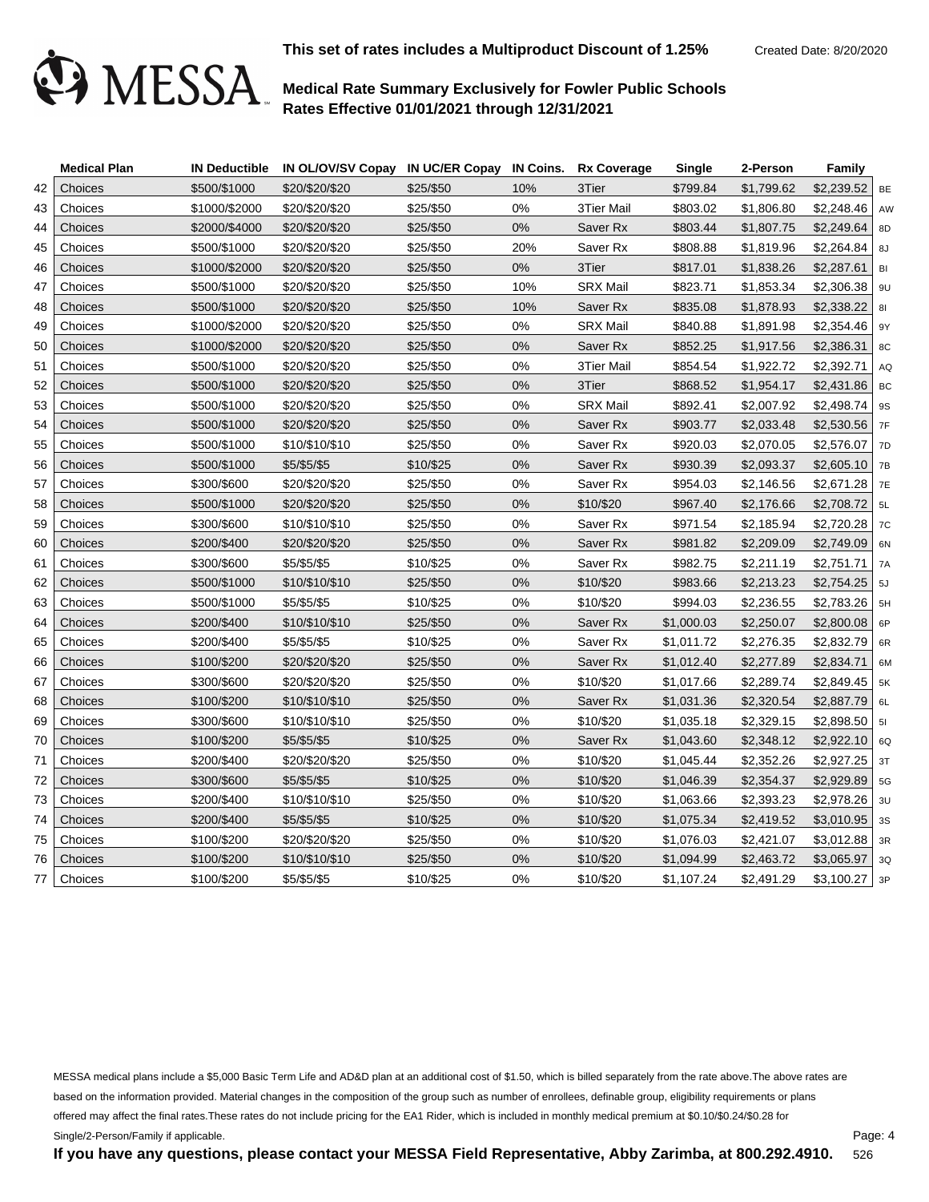MESSA

**This set of rates includes a Multiproduct Discount of 1.25%**

Created Date: 8/20/2020

**Medical Rate Summary Exclusively for Fowler Public Schools**
**Rates Effective 01/01/2021 through 12/31/2021**

| | Medical Plan | IN Deductible | IN OL/OV/SV Copay | IN UC/ER Copay | IN Coins. | Rx Coverage | Single | 2-Person | Family | |
|---|---|---|---|---|---|---|---|---|---|---|
| 42 | Choices | $500/$1000 | $20/$20/$20 | $25/$50 | 10% | 3Tier | $799.84 | $1,799.62 | $2,239.52 | BE |
| 43 | Choices | $1000/$2000 | $20/$20/$20 | $25/$50 | 0% | 3Tier Mail | $803.02 | $1,806.80 | $2,248.46 | AW |
| 44 | Choices | $2000/$4000 | $20/$20/$20 | $25/$50 | 0% | Saver Rx | $803.44 | $1,807.75 | $2,249.64 | 8D |
| 45 | Choices | $500/$1000 | $20/$20/$20 | $25/$50 | 20% | Saver Rx | $808.88 | $1,819.96 | $2,264.84 | 8J |
| 46 | Choices | $1000/$2000 | $20/$20/$20 | $25/$50 | 0% | 3Tier | $817.01 | $1,838.26 | $2,287.61 | BI |
| 47 | Choices | $500/$1000 | $20/$20/$20 | $25/$50 | 10% | SRX Mail | $823.71 | $1,853.34 | $2,306.38 | 9U |
| 48 | Choices | $500/$1000 | $20/$20/$20 | $25/$50 | 10% | Saver Rx | $835.08 | $1,878.93 | $2,338.22 | 8I |
| 49 | Choices | $1000/$2000 | $20/$20/$20 | $25/$50 | 0% | SRX Mail | $840.88 | $1,891.98 | $2,354.46 | 9Y |
| 50 | Choices | $1000/$2000 | $20/$20/$20 | $25/$50 | 0% | Saver Rx | $852.25 | $1,917.56 | $2,386.31 | 8C |
| 51 | Choices | $500/$1000 | $20/$20/$20 | $25/$50 | 0% | 3Tier Mail | $854.54 | $1,922.72 | $2,392.71 | AQ |
| 52 | Choices | $500/$1000 | $20/$20/$20 | $25/$50 | 0% | 3Tier | $868.52 | $1,954.17 | $2,431.86 | BC |
| 53 | Choices | $500/$1000 | $20/$20/$20 | $25/$50 | 0% | SRX Mail | $892.41 | $2,007.92 | $2,498.74 | 9S |
| 54 | Choices | $500/$1000 | $20/$20/$20 | $25/$50 | 0% | Saver Rx | $903.77 | $2,033.48 | $2,530.56 | 7F |
| 55 | Choices | $500/$1000 | $10/$10/$10 | $25/$50 | 0% | Saver Rx | $920.03 | $2,070.05 | $2,576.07 | 7D |
| 56 | Choices | $500/$1000 | $5/$5/$5 | $10/$25 | 0% | Saver Rx | $930.39 | $2,093.37 | $2,605.10 | 7B |
| 57 | Choices | $300/$600 | $20/$20/$20 | $25/$50 | 0% | Saver Rx | $954.03 | $2,146.56 | $2,671.28 | 7E |
| 58 | Choices | $500/$1000 | $20/$20/$20 | $25/$50 | 0% | $10/$20 | $967.40 | $2,176.66 | $2,708.72 | 5L |
| 59 | Choices | $300/$600 | $10/$10/$10 | $25/$50 | 0% | Saver Rx | $971.54 | $2,185.94 | $2,720.28 | 7C |
| 60 | Choices | $200/$400 | $20/$20/$20 | $25/$50 | 0% | Saver Rx | $981.82 | $2,209.09 | $2,749.09 | 6N |
| 61 | Choices | $300/$600 | $5/$5/$5 | $10/$25 | 0% | Saver Rx | $982.75 | $2,211.19 | $2,751.71 | 7A |
| 62 | Choices | $500/$1000 | $10/$10/$10 | $25/$50 | 0% | $10/$20 | $983.66 | $2,213.23 | $2,754.25 | 5J |
| 63 | Choices | $500/$1000 | $5/$5/$5 | $10/$25 | 0% | $10/$20 | $994.03 | $2,236.55 | $2,783.26 | 5H |
| 64 | Choices | $200/$400 | $10/$10/$10 | $25/$50 | 0% | Saver Rx | $1,000.03 | $2,250.07 | $2,800.08 | 6P |
| 65 | Choices | $200/$400 | $5/$5/$5 | $10/$25 | 0% | Saver Rx | $1,011.72 | $2,276.35 | $2,832.79 | 6R |
| 66 | Choices | $100/$200 | $20/$20/$20 | $25/$50 | 0% | Saver Rx | $1,012.40 | $2,277.89 | $2,834.71 | 6M |
| 67 | Choices | $300/$600 | $20/$20/$20 | $25/$50 | 0% | $10/$20 | $1,017.66 | $2,289.74 | $2,849.45 | 5K |
| 68 | Choices | $100/$200 | $10/$10/$10 | $25/$50 | 0% | Saver Rx | $1,031.36 | $2,320.54 | $2,887.79 | 6L |
| 69 | Choices | $300/$600 | $10/$10/$10 | $25/$50 | 0% | $10/$20 | $1,035.18 | $2,329.15 | $2,898.50 | 5I |
| 70 | Choices | $100/$200 | $5/$5/$5 | $10/$25 | 0% | Saver Rx | $1,043.60 | $2,348.12 | $2,922.10 | 6Q |
| 71 | Choices | $200/$400 | $20/$20/$20 | $25/$50 | 0% | $10/$20 | $1,045.44 | $2,352.26 | $2,927.25 | 3T |
| 72 | Choices | $300/$600 | $5/$5/$5 | $10/$25 | 0% | $10/$20 | $1,046.39 | $2,354.37 | $2,929.89 | 5G |
| 73 | Choices | $200/$400 | $10/$10/$10 | $25/$50 | 0% | $10/$20 | $1,063.66 | $2,393.23 | $2,978.26 | 3U |
| 74 | Choices | $200/$400 | $5/$5/$5 | $10/$25 | 0% | $10/$20 | $1,075.34 | $2,419.52 | $3,010.95 | 3S |
| 75 | Choices | $100/$200 | $20/$20/$20 | $25/$50 | 0% | $10/$20 | $1,076.03 | $2,421.07 | $3,012.88 | 3R |
| 76 | Choices | $100/$200 | $10/$10/$10 | $25/$50 | 0% | $10/$20 | $1,094.99 | $2,463.72 | $3,065.97 | 3Q |
| 77 | Choices | $100/$200 | $5/$5/$5 | $10/$25 | 0% | $10/$20 | $1,107.24 | $2,491.29 | $3,100.27 | 3P |

MESSA medical plans include a $5,000 Basic Term Life and AD&D plan at an additional cost of $1.50, which is billed separately from the rate above.The above rates are based on the information provided. Material changes in the composition of the group such as number of enrollees, definable group, eligibility requirements or plans offered may affect the final rates.These rates do not include pricing for the EA1 Rider, which is included in monthly medical premium at $0.10/$0.24/$0.28 for Single/2-Person/Family if applicable.

**If you have any questions, please contact your MESSA Field Representative, Abby Zarimba, at 800.292.4910.**

526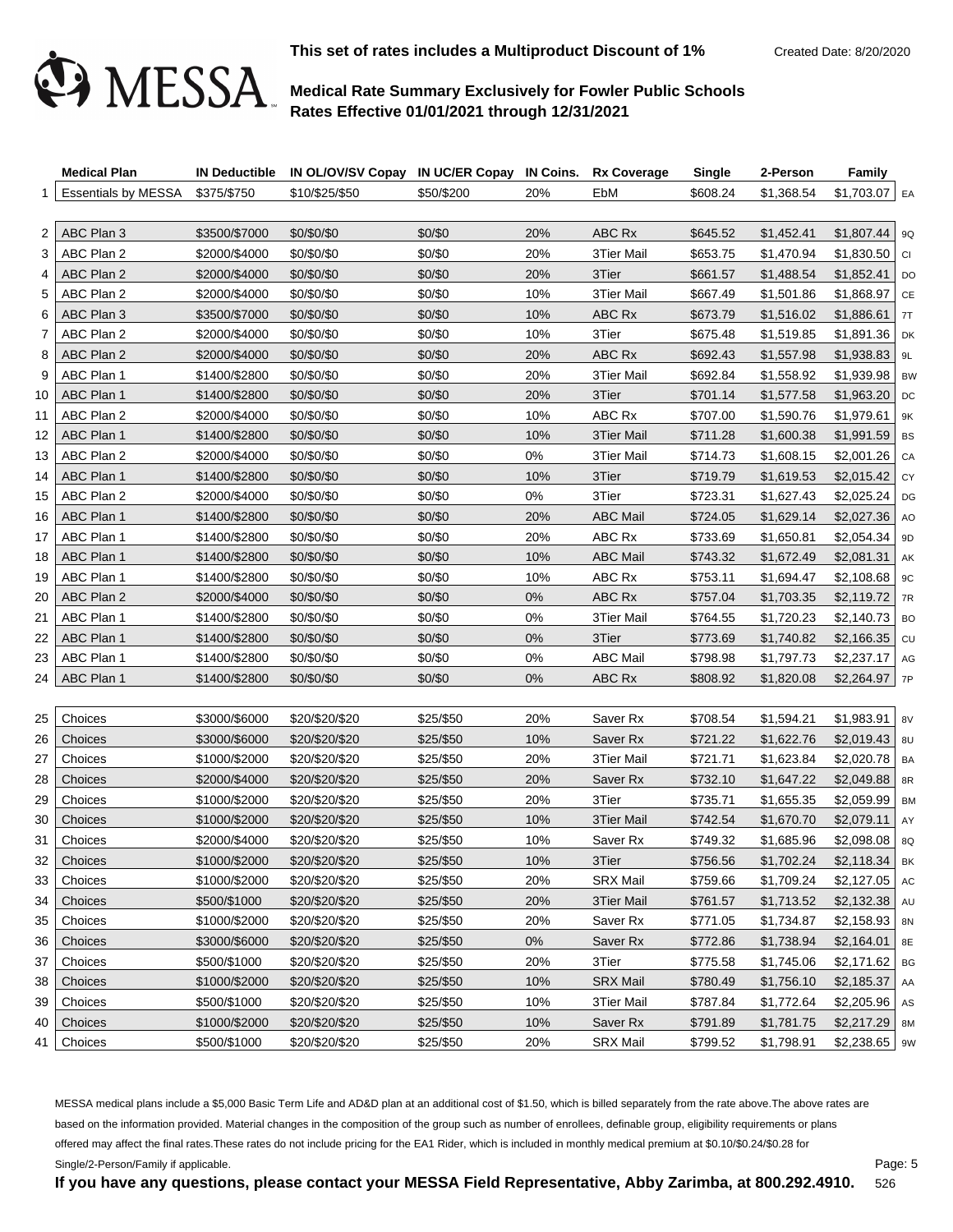**This set of rates includes a Multiproduct Discount of 1%**

Created Date: 8/20/2020

MESSA

## Medical Rate Summary Exclusively for Fowler Public Schools
## Rates Effective 01/01/2021 through 12/31/2021

| | Medical Plan | IN Deductible | IN OL/OV/SV Copay | IN UC/ER Copay | IN Coins. | Rx Coverage | Single | 2-Person | Family | |
|---|---|---|---|---|---|---|---|---|---|---|
| 1 | Essentials by MESSA | $375/$750 | $10/$25/$50 | $50/$200 | 20% | EbM | $608.24 | $1,368.54 | $1,703.07 | EA |
| 2 | ABC Plan 3 | $3500/$7000 | $0/$0/$0 | $0/$0 | 20% | ABC Rx | $645.52 | $1,452.41 | $1,807.44 | 9Q |
| 3 | ABC Plan 2 | $2000/$4000 | $0/$0/$0 | $0/$0 | 20% | 3Tier Mail | $653.75 | $1,470.94 | $1,830.50 | CI |
| 4 | ABC Plan 2 | $2000/$4000 | $0/$0/$0 | $0/$0 | 20% | 3Tier | $661.57 | $1,488.54 | $1,852.41 | DO |
| 5 | ABC Plan 2 | $2000/$4000 | $0/$0/$0 | $0/$0 | 10% | 3Tier Mail | $667.49 | $1,501.86 | $1,868.97 | CE |
| 6 | ABC Plan 3 | $3500/$7000 | $0/$0/$0 | $0/$0 | 10% | ABC Rx | $673.79 | $1,516.02 | $1,886.61 | 7T |
| 7 | ABC Plan 2 | $2000/$4000 | $0/$0/$0 | $0/$0 | 10% | 3Tier | $675.48 | $1,519.85 | $1,891.36 | DK |
| 8 | ABC Plan 2 | $2000/$4000 | $0/$0/$0 | $0/$0 | 20% | ABC Rx | $692.43 | $1,557.98 | $1,938.83 | 9L |
| 9 | ABC Plan 1 | $1400/$2800 | $0/$0/$0 | $0/$0 | 20% | 3Tier Mail | $692.84 | $1,558.92 | $1,939.98 | BW |
| 10 | ABC Plan 1 | $1400/$2800 | $0/$0/$0 | $0/$0 | 20% | 3Tier | $701.14 | $1,577.58 | $1,963.20 | DC |
| 11 | ABC Plan 2 | $2000/$4000 | $0/$0/$0 | $0/$0 | 10% | ABC Rx | $707.00 | $1,590.76 | $1,979.61 | 9K |
| 12 | ABC Plan 1 | $1400/$2800 | $0/$0/$0 | $0/$0 | 10% | 3Tier Mail | $711.28 | $1,600.38 | $1,991.59 | BS |
| 13 | ABC Plan 2 | $2000/$4000 | $0/$0/$0 | $0/$0 | 0% | 3Tier Mail | $714.73 | $1,608.15 | $2,001.26 | CA |
| 14 | ABC Plan 1 | $1400/$2800 | $0/$0/$0 | $0/$0 | 10% | 3Tier | $719.79 | $1,619.53 | $2,015.42 | CY |
| 15 | ABC Plan 2 | $2000/$4000 | $0/$0/$0 | $0/$0 | 0% | 3Tier | $723.31 | $1,627.43 | $2,025.24 | DG |
| 16 | ABC Plan 1 | $1400/$2800 | $0/$0/$0 | $0/$0 | 20% | ABC Mail | $724.05 | $1,629.14 | $2,027.36 | AO |
| 17 | ABC Plan 1 | $1400/$2800 | $0/$0/$0 | $0/$0 | 20% | ABC Rx | $733.69 | $1,650.81 | $2,054.34 | 9D |
| 18 | ABC Plan 1 | $1400/$2800 | $0/$0/$0 | $0/$0 | 10% | ABC Mail | $743.32 | $1,672.49 | $2,081.31 | AK |
| 19 | ABC Plan 1 | $1400/$2800 | $0/$0/$0 | $0/$0 | 10% | ABC Rx | $753.11 | $1,694.47 | $2,108.68 | 9C |
| 20 | ABC Plan 2 | $2000/$4000 | $0/$0/$0 | $0/$0 | 0% | ABC Rx | $757.04 | $1,703.35 | $2,119.72 | 7R |
| 21 | ABC Plan 1 | $1400/$2800 | $0/$0/$0 | $0/$0 | 0% | 3Tier Mail | $764.55 | $1,720.23 | $2,140.73 | BO |
| 22 | ABC Plan 1 | $1400/$2800 | $0/$0/$0 | $0/$0 | 0% | 3Tier | $773.69 | $1,740.82 | $2,166.35 | CU |
| 23 | ABC Plan 1 | $1400/$2800 | $0/$0/$0 | $0/$0 | 0% | ABC Mail | $798.98 | $1,797.73 | $2,237.17 | AG |
| 24 | ABC Plan 1 | $1400/$2800 | $0/$0/$0 | $0/$0 | 0% | ABC Rx | $808.92 | $1,820.08 | $2,264.97 | 7P |
| 25 | Choices | $3000/$6000 | $20/$20/$20 | $25/$50 | 20% | Saver Rx | $708.54 | $1,594.21 | $1,983.91 | 8V |
| 26 | Choices | $3000/$6000 | $20/$20/$20 | $25/$50 | 10% | Saver Rx | $721.22 | $1,622.76 | $2,019.43 | 8U |
| 27 | Choices | $1000/$2000 | $20/$20/$20 | $25/$50 | 20% | 3Tier Mail | $721.71 | $1,623.84 | $2,020.78 | BA |
| 28 | Choices | $2000/$4000 | $20/$20/$20 | $25/$50 | 20% | Saver Rx | $732.10 | $1,647.22 | $2,049.88 | 8R |
| 29 | Choices | $1000/$2000 | $20/$20/$20 | $25/$50 | 20% | 3Tier | $735.71 | $1,655.35 | $2,059.99 | BM |
| 30 | Choices | $1000/$2000 | $20/$20/$20 | $25/$50 | 10% | 3Tier Mail | $742.54 | $1,670.70 | $2,079.11 | AY |
| 31 | Choices | $2000/$4000 | $20/$20/$20 | $25/$50 | 10% | Saver Rx | $749.32 | $1,685.96 | $2,098.08 | 8Q |
| 32 | Choices | $1000/$2000 | $20/$20/$20 | $25/$50 | 10% | 3Tier | $756.56 | $1,702.24 | $2,118.34 | BK |
| 33 | Choices | $1000/$2000 | $20/$20/$20 | $25/$50 | 20% | SRX Mail | $759.66 | $1,709.24 | $2,127.05 | AC |
| 34 | Choices | $500/$1000 | $20/$20/$20 | $25/$50 | 20% | 3Tier Mail | $761.57 | $1,713.52 | $2,132.38 | AU |
| 35 | Choices | $1000/$2000 | $20/$20/$20 | $25/$50 | 20% | Saver Rx | $771.05 | $1,734.87 | $2,158.93 | 8N |
| 36 | Choices | $3000/$6000 | $20/$20/$20 | $25/$50 | 0% | Saver Rx | $772.86 | $1,738.94 | $2,164.01 | 8E |
| 37 | Choices | $500/$1000 | $20/$20/$20 | $25/$50 | 20% | 3Tier | $775.58 | $1,745.06 | $2,171.62 | BG |
| 38 | Choices | $1000/$2000 | $20/$20/$20 | $25/$50 | 10% | SRX Mail | $780.49 | $1,756.10 | $2,185.37 | AA |
| 39 | Choices | $500/$1000 | $20/$20/$20 | $25/$50 | 10% | 3Tier Mail | $787.84 | $1,772.64 | $2,205.96 | AS |
| 40 | Choices | $1000/$2000 | $20/$20/$20 | $25/$50 | 10% | Saver Rx | $791.89 | $1,781.75 | $2,217.29 | 8M |
| 41 | Choices | $500/$1000 | $20/$20/$20 | $25/$50 | 20% | SRX Mail | $799.52 | $1,798.91 | $2,238.65 | 9W |

MESSA medical plans include a $5,000 Basic Term Life and AD&D plan at an additional cost of $1.50, which is billed separately from the rate above.The above rates are based on the information provided. Material changes in the composition of the group such as number of enrollees, definable group, eligibility requirements or plans offered may affect the final rates.These rates do not include pricing for the EA1 Rider, which is included in monthly medical premium at $0.10/$0.24/$0.28 for Single/2-Person/Family if applicable.

**If you have any questions, please contact your MESSA Field Representative, Abby Zarimba, at 800.292.4910.**

526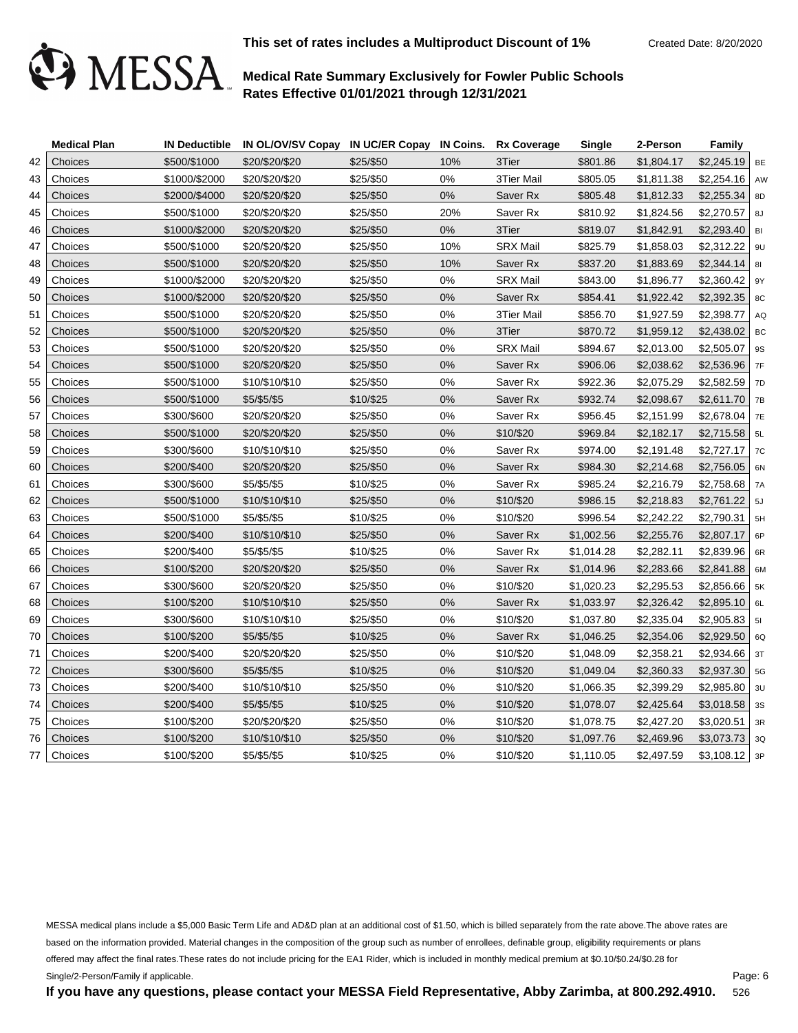**This set of rates includes a Multiproduct Discount of 1%**

Created Date: 8/20/2020

MESSA

**Medical Rate Summary Exclusively for Fowler Public Schools**
**Rates Effective 01/01/2021 through 12/31/2021**

| | Medical Plan | IN Deductible | IN OL/OV/SV Copay | IN UC/ER Copay | IN Coins. | Rx Coverage | Single | 2-Person | Family | |
|---|---|---|---|---|---|---|---|---|---|---|
| 42 | Choices | $500/$1000 | $20/$20/$20 | $25/$50 | 10% | 3Tier | $801.86 | $1,804.17 | $2,245.19 | BE |
| 43 | Choices | $1000/$2000 | $20/$20/$20 | $25/$50 | 0% | 3Tier Mail | $805.05 | $1,811.38 | $2,254.16 | AW |
| 44 | Choices | $2000/$4000 | $20/$20/$20 | $25/$50 | 0% | Saver Rx | $805.48 | $1,812.33 | $2,255.34 | 8D |
| 45 | Choices | $500/$1000 | $20/$20/$20 | $25/$50 | 20% | Saver Rx | $810.92 | $1,824.56 | $2,270.57 | 8J |
| 46 | Choices | $1000/$2000 | $20/$20/$20 | $25/$50 | 0% | 3Tier | $819.07 | $1,842.91 | $2,293.40 | BI |
| 47 | Choices | $500/$1000 | $20/$20/$20 | $25/$50 | 10% | SRX Mail | $825.79 | $1,858.03 | $2,312.22 | 9U |
| 48 | Choices | $500/$1000 | $20/$20/$20 | $25/$50 | 10% | Saver Rx | $837.20 | $1,883.69 | $2,344.14 | 8I |
| 49 | Choices | $1000/$2000 | $20/$20/$20 | $25/$50 | 0% | SRX Mail | $843.00 | $1,896.77 | $2,360.42 | 9Y |
| 50 | Choices | $1000/$2000 | $20/$20/$20 | $25/$50 | 0% | Saver Rx | $854.41 | $1,922.42 | $2,392.35 | 8C |
| 51 | Choices | $500/$1000 | $20/$20/$20 | $25/$50 | 0% | 3Tier Mail | $856.70 | $1,927.59 | $2,398.77 | AQ |
| 52 | Choices | $500/$1000 | $20/$20/$20 | $25/$50 | 0% | 3Tier | $870.72 | $1,959.12 | $2,438.02 | BC |
| 53 | Choices | $500/$1000 | $20/$20/$20 | $25/$50 | 0% | SRX Mail | $894.67 | $2,013.00 | $2,505.07 | 9S |
| 54 | Choices | $500/$1000 | $20/$20/$20 | $25/$50 | 0% | Saver Rx | $906.06 | $2,038.62 | $2,536.96 | 7F |
| 55 | Choices | $500/$1000 | $10/$10/$10 | $25/$50 | 0% | Saver Rx | $922.36 | $2,075.29 | $2,582.59 | 7D |
| 56 | Choices | $500/$1000 | $5/$5/$5 | $10/$25 | 0% | Saver Rx | $932.74 | $2,098.67 | $2,611.70 | 7B |
| 57 | Choices | $300/$600 | $20/$20/$20 | $25/$50 | 0% | Saver Rx | $956.45 | $2,151.99 | $2,678.04 | 7E |
| 58 | Choices | $500/$1000 | $20/$20/$20 | $25/$50 | 0% | $10/$20 | $969.84 | $2,182.17 | $2,715.58 | 5L |
| 59 | Choices | $300/$600 | $10/$10/$10 | $25/$50 | 0% | Saver Rx | $974.00 | $2,191.48 | $2,727.17 | 7C |
| 60 | Choices | $200/$400 | $20/$20/$20 | $25/$50 | 0% | Saver Rx | $984.30 | $2,214.68 | $2,756.05 | 6N |
| 61 | Choices | $300/$600 | $5/$5/$5 | $10/$25 | 0% | Saver Rx | $985.24 | $2,216.79 | $2,758.68 | 7A |
| 62 | Choices | $500/$1000 | $10/$10/$10 | $25/$50 | 0% | $10/$20 | $986.15 | $2,218.83 | $2,761.22 | 5J |
| 63 | Choices | $500/$1000 | $5/$5/$5 | $10/$25 | 0% | $10/$20 | $996.54 | $2,242.22 | $2,790.31 | 5H |
| 64 | Choices | $200/$400 | $10/$10/$10 | $25/$50 | 0% | Saver Rx | $1,002.56 | $2,255.76 | $2,807.17 | 6P |
| 65 | Choices | $200/$400 | $5/$5/$5 | $10/$25 | 0% | Saver Rx | $1,014.28 | $2,282.11 | $2,839.96 | 6R |
| 66 | Choices | $100/$200 | $20/$20/$20 | $25/$50 | 0% | Saver Rx | $1,014.96 | $2,283.66 | $2,841.88 | 6M |
| 67 | Choices | $300/$600 | $20/$20/$20 | $25/$50 | 0% | $10/$20 | $1,020.23 | $2,295.53 | $2,856.66 | 5K |
| 68 | Choices | $100/$200 | $10/$10/$10 | $25/$50 | 0% | Saver Rx | $1,033.97 | $2,326.42 | $2,895.10 | 6L |
| 69 | Choices | $300/$600 | $10/$10/$10 | $25/$50 | 0% | $10/$20 | $1,037.80 | $2,335.04 | $2,905.83 | 5I |
| 70 | Choices | $100/$200 | $5/$5/$5 | $10/$25 | 0% | Saver Rx | $1,046.25 | $2,354.06 | $2,929.50 | 6Q |
| 71 | Choices | $200/$400 | $20/$20/$20 | $25/$50 | 0% | $10/$20 | $1,048.09 | $2,358.21 | $2,934.66 | 3T |
| 72 | Choices | $300/$600 | $5/$5/$5 | $10/$25 | 0% | $10/$20 | $1,049.04 | $2,360.33 | $2,937.30 | 5G |
| 73 | Choices | $200/$400 | $10/$10/$10 | $25/$50 | 0% | $10/$20 | $1,066.35 | $2,399.29 | $2,985.80 | 3U |
| 74 | Choices | $200/$400 | $5/$5/$5 | $10/$25 | 0% | $10/$20 | $1,078.07 | $2,425.64 | $3,018.58 | 3S |
| 75 | Choices | $100/$200 | $20/$20/$20 | $25/$50 | 0% | $10/$20 | $1,078.75 | $2,427.20 | $3,020.51 | 3R |
| 76 | Choices | $100/$200 | $10/$10/$10 | $25/$50 | 0% | $10/$20 | $1,097.76 | $2,469.96 | $3,073.73 | 3Q |
| 77 | Choices | $100/$200 | $5/$5/$5 | $10/$25 | 0% | $10/$20 | $1,110.05 | $2,497.59 | $3,108.12 | 3P |

MESSA medical plans include a $5,000 Basic Term Life and AD&D plan at an additional cost of $1.50, which is billed separately from the rate above.The above rates are based on the information provided. Material changes in the composition of the group such as number of enrollees, definable group, eligibility requirements or plans offered may affect the final rates.These rates do not include pricing for the EA1 Rider, which is included in monthly medical premium at $0.10/$0.24/$0.28 for Single/2-Person/Family if applicable.

**If you have any questions, please contact your MESSA Field Representative, Abby Zarimba, at 800.292.4910.**

526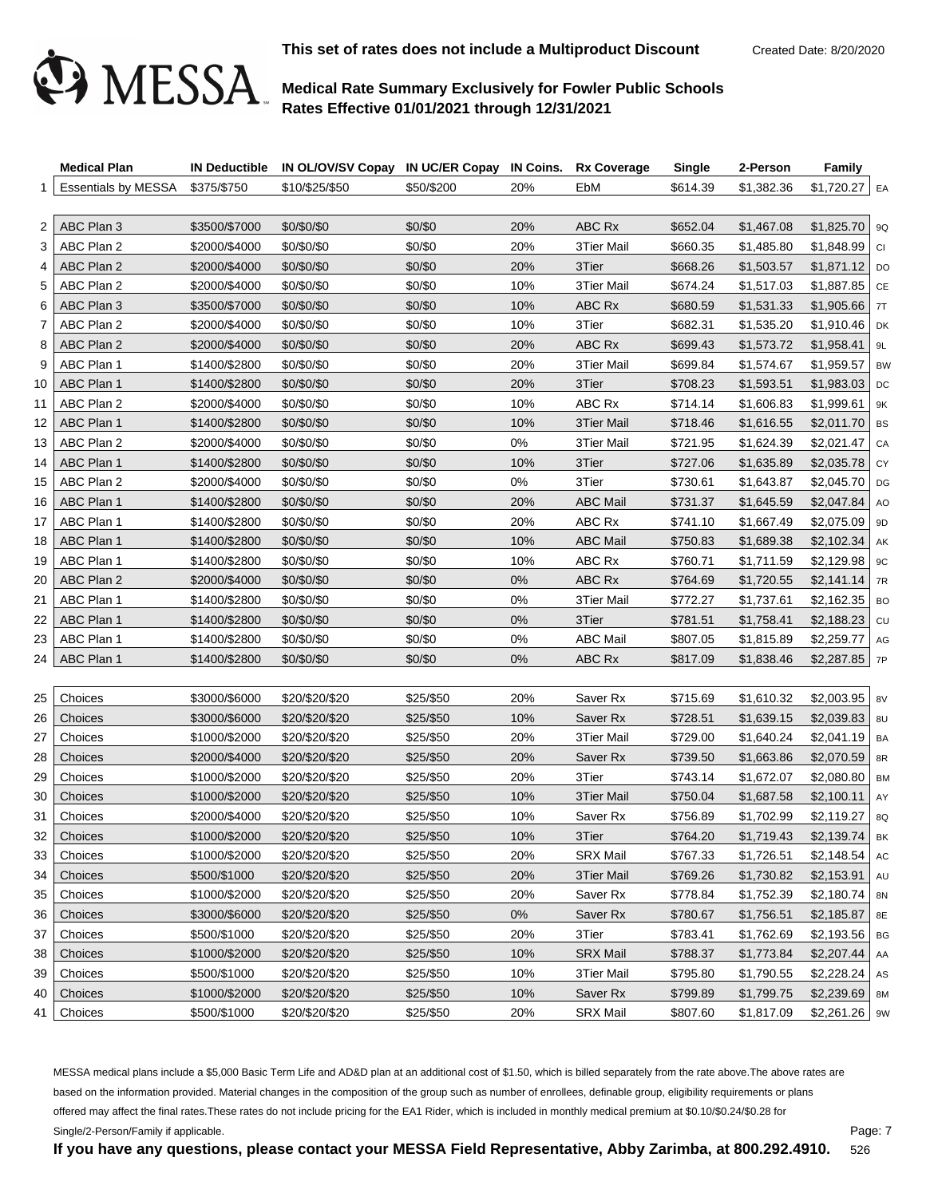MESSA

**This set of rates does not include a Multiproduct Discount**

Created Date: 8/20/2020

## Medical Rate Summary Exclusively for Fowler Public Schools
## Rates Effective 01/01/2021 through 12/31/2021

| | Medical Plan | IN Deductible | IN OL/OV/SV Copay | IN UC/ER Copay | IN Coins. | Rx Coverage | Single | 2-Person | Family | |
|---|---|---|---|---|---|---|---|---|---|---|
| 1 | Essentials by MESSA | $375/$750 | $10/$25/$50 | $50/$200 | 20% | EbM | $614.39 | $1,382.36 | $1,720.27 | EA |
| 2 | ABC Plan 3 | $3500/$7000 | $0/$0/$0 | $0/$0 | 20% | ABC Rx | $652.04 | $1,467.08 | $1,825.70 | 9Q |
| 3 | ABC Plan 2 | $2000/$4000 | $0/$0/$0 | $0/$0 | 20% | 3Tier Mail | $660.35 | $1,485.80 | $1,848.99 | CI |
| 4 | ABC Plan 2 | $2000/$4000 | $0/$0/$0 | $0/$0 | 20% | 3Tier | $668.26 | $1,503.57 | $1,871.12 | DO |
| 5 | ABC Plan 2 | $2000/$4000 | $0/$0/$0 | $0/$0 | 10% | 3Tier Mail | $674.24 | $1,517.03 | $1,887.85 | CE |
| 6 | ABC Plan 3 | $3500/$7000 | $0/$0/$0 | $0/$0 | 10% | ABC Rx | $680.59 | $1,531.33 | $1,905.66 | 7T |
| 7 | ABC Plan 2 | $2000/$4000 | $0/$0/$0 | $0/$0 | 10% | 3Tier | $682.31 | $1,535.20 | $1,910.46 | DK |
| 8 | ABC Plan 2 | $2000/$4000 | $0/$0/$0 | $0/$0 | 20% | ABC Rx | $699.43 | $1,573.72 | $1,958.41 | 9L |
| 9 | ABC Plan 1 | $1400/$2800 | $0/$0/$0 | $0/$0 | 20% | 3Tier Mail | $699.84 | $1,574.67 | $1,959.57 | BW |
| 10 | ABC Plan 1 | $1400/$2800 | $0/$0/$0 | $0/$0 | 20% | 3Tier | $708.23 | $1,593.51 | $1,983.03 | DC |
| 11 | ABC Plan 2 | $2000/$4000 | $0/$0/$0 | $0/$0 | 10% | ABC Rx | $714.14 | $1,606.83 | $1,999.61 | 9K |
| 12 | ABC Plan 1 | $1400/$2800 | $0/$0/$0 | $0/$0 | 10% | 3Tier Mail | $718.46 | $1,616.55 | $2,011.70 | BS |
| 13 | ABC Plan 2 | $2000/$4000 | $0/$0/$0 | $0/$0 | 0% | 3Tier Mail | $721.95 | $1,624.39 | $2,021.47 | CA |
| 14 | ABC Plan 1 | $1400/$2800 | $0/$0/$0 | $0/$0 | 10% | 3Tier | $727.06 | $1,635.89 | $2,035.78 | CY |
| 15 | ABC Plan 2 | $2000/$4000 | $0/$0/$0 | $0/$0 | 0% | 3Tier | $730.61 | $1,643.87 | $2,045.70 | DG |
| 16 | ABC Plan 1 | $1400/$2800 | $0/$0/$0 | $0/$0 | 20% | ABC Mail | $731.37 | $1,645.59 | $2,047.84 | AO |
| 17 | ABC Plan 1 | $1400/$2800 | $0/$0/$0 | $0/$0 | 20% | ABC Rx | $741.10 | $1,667.49 | $2,075.09 | 9D |
| 18 | ABC Plan 1 | $1400/$2800 | $0/$0/$0 | $0/$0 | 10% | ABC Mail | $750.83 | $1,689.38 | $2,102.34 | AK |
| 19 | ABC Plan 1 | $1400/$2800 | $0/$0/$0 | $0/$0 | 10% | ABC Rx | $760.71 | $1,711.59 | $2,129.98 | 9C |
| 20 | ABC Plan 2 | $2000/$4000 | $0/$0/$0 | $0/$0 | 0% | ABC Rx | $764.69 | $1,720.55 | $2,141.14 | 7R |
| 21 | ABC Plan 1 | $1400/$2800 | $0/$0/$0 | $0/$0 | 0% | 3Tier Mail | $772.27 | $1,737.61 | $2,162.35 | BO |
| 22 | ABC Plan 1 | $1400/$2800 | $0/$0/$0 | $0/$0 | 0% | 3Tier | $781.51 | $1,758.41 | $2,188.23 | CU |
| 23 | ABC Plan 1 | $1400/$2800 | $0/$0/$0 | $0/$0 | 0% | ABC Mail | $807.05 | $1,815.89 | $2,259.77 | AG |
| 24 | ABC Plan 1 | $1400/$2800 | $0/$0/$0 | $0/$0 | 0% | ABC Rx | $817.09 | $1,838.46 | $2,287.85 | 7P |
| 25 | Choices | $3000/$6000 | $20/$20/$20 | $25/$50 | 20% | Saver Rx | $715.69 | $1,610.32 | $2,003.95 | 8V |
| 26 | Choices | $3000/$6000 | $20/$20/$20 | $25/$50 | 10% | Saver Rx | $728.51 | $1,639.15 | $2,039.83 | 8U |
| 27 | Choices | $1000/$2000 | $20/$20/$20 | $25/$50 | 20% | 3Tier Mail | $729.00 | $1,640.24 | $2,041.19 | BA |
| 28 | Choices | $2000/$4000 | $20/$20/$20 | $25/$50 | 20% | Saver Rx | $739.50 | $1,663.86 | $2,070.59 | 8R |
| 29 | Choices | $1000/$2000 | $20/$20/$20 | $25/$50 | 20% | 3Tier | $743.14 | $1,672.07 | $2,080.80 | BM |
| 30 | Choices | $1000/$2000 | $20/$20/$20 | $25/$50 | 10% | 3Tier Mail | $750.04 | $1,687.58 | $2,100.11 | AY |
| 31 | Choices | $2000/$4000 | $20/$20/$20 | $25/$50 | 10% | Saver Rx | $756.89 | $1,702.99 | $2,119.27 | 8Q |
| 32 | Choices | $1000/$2000 | $20/$20/$20 | $25/$50 | 10% | 3Tier | $764.20 | $1,719.43 | $2,139.74 | BK |
| 33 | Choices | $1000/$2000 | $20/$20/$20 | $25/$50 | 20% | SRX Mail | $767.33 | $1,726.51 | $2,148.54 | AC |
| 34 | Choices | $500/$1000 | $20/$20/$20 | $25/$50 | 20% | 3Tier Mail | $769.26 | $1,730.82 | $2,153.91 | AU |
| 35 | Choices | $1000/$2000 | $20/$20/$20 | $25/$50 | 20% | Saver Rx | $778.84 | $1,752.39 | $2,180.74 | 8N |
| 36 | Choices | $3000/$6000 | $20/$20/$20 | $25/$50 | 0% | Saver Rx | $780.67 | $1,756.51 | $2,185.87 | 8E |
| 37 | Choices | $500/$1000 | $20/$20/$20 | $25/$50 | 20% | 3Tier | $783.41 | $1,762.69 | $2,193.56 | BG |
| 38 | Choices | $1000/$2000 | $20/$20/$20 | $25/$50 | 10% | SRX Mail | $788.37 | $1,773.84 | $2,207.44 | AA |
| 39 | Choices | $500/$1000 | $20/$20/$20 | $25/$50 | 10% | 3Tier Mail | $795.80 | $1,790.55 | $2,228.24 | AS |
| 40 | Choices | $1000/$2000 | $20/$20/$20 | $25/$50 | 10% | Saver Rx | $799.89 | $1,799.75 | $2,239.69 | 8M |
| 41 | Choices | $500/$1000 | $20/$20/$20 | $25/$50 | 20% | SRX Mail | $807.60 | $1,817.09 | $2,261.26 | 9W |

MESSA medical plans include a $5,000 Basic Term Life and AD&D plan at an additional cost of $1.50, which is billed separately from the rate above.The above rates are based on the information provided. Material changes in the composition of the group such as number of enrollees, definable group, eligibility requirements or plans offered may affect the final rates.These rates do not include pricing for the EA1 Rider, which is included in monthly medical premium at $0.10/$0.24/$0.28 for Single/2-Person/Family if applicable.

**If you have any questions, please contact your MESSA Field Representative, Abby Zarimba, at 800.292.4910.**

526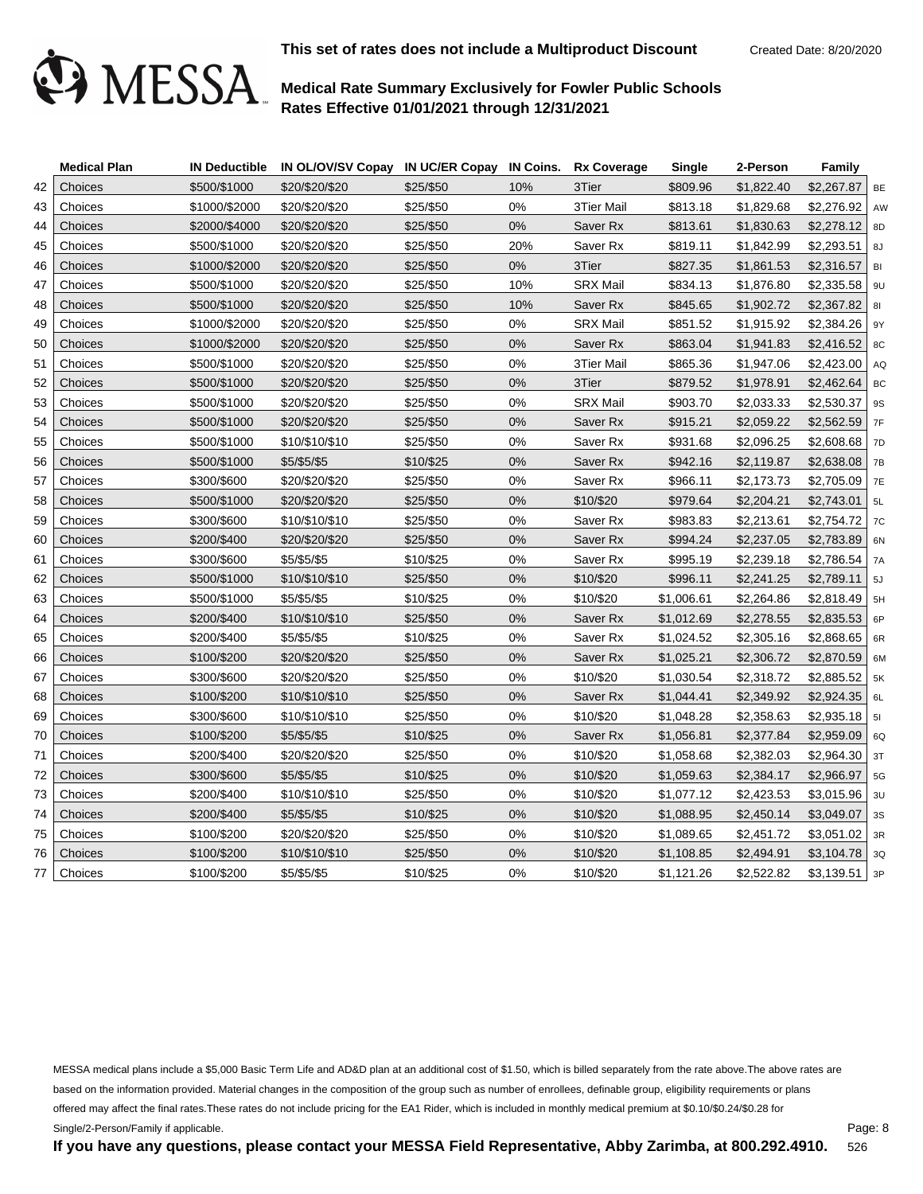This set of rates does not include a Multiproduct Discount

Created Date: 8/20/2020

MESSA

**Medical Rate Summary Exclusively for Fowler Public Schools**
**Rates Effective 01/01/2021 through 12/31/2021**

| | Medical Plan | IN Deductible | IN OL/OV/SV Copay | IN UC/ER Copay | IN Coins. | Rx Coverage | Single | 2-Person | Family | |
|---|---|---|---|---|---|---|---|---|---|---|
| 42 | Choices | $500/$1000 | $20/$20/$20 | $25/$50 | 10% | 3Tier | $809.96 | $1,822.40 | $2,267.87 | BE |
| 43 | Choices | $1000/$2000 | $20/$20/$20 | $25/$50 | 0% | 3Tier Mail | $813.18 | $1,829.68 | $2,276.92 | AW |
| 44 | Choices | $2000/$4000 | $20/$20/$20 | $25/$50 | 0% | Saver Rx | $813.61 | $1,830.63 | $2,278.12 | 8D |
| 45 | Choices | $500/$1000 | $20/$20/$20 | $25/$50 | 20% | Saver Rx | $819.11 | $1,842.99 | $2,293.51 | 8J |
| 46 | Choices | $1000/$2000 | $20/$20/$20 | $25/$50 | 0% | 3Tier | $827.35 | $1,861.53 | $2,316.57 | BI |
| 47 | Choices | $500/$1000 | $20/$20/$20 | $25/$50 | 10% | SRX Mail | $834.13 | $1,876.80 | $2,335.58 | 9U |
| 48 | Choices | $500/$1000 | $20/$20/$20 | $25/$50 | 10% | Saver Rx | $845.65 | $1,902.72 | $2,367.82 | 8I |
| 49 | Choices | $1000/$2000 | $20/$20/$20 | $25/$50 | 0% | SRX Mail | $851.52 | $1,915.92 | $2,384.26 | 9Y |
| 50 | Choices | $1000/$2000 | $20/$20/$20 | $25/$50 | 0% | Saver Rx | $863.04 | $1,941.83 | $2,416.52 | 8C |
| 51 | Choices | $500/$1000 | $20/$20/$20 | $25/$50 | 0% | 3Tier Mail | $865.36 | $1,947.06 | $2,423.00 | AQ |
| 52 | Choices | $500/$1000 | $20/$20/$20 | $25/$50 | 0% | 3Tier | $879.52 | $1,978.91 | $2,462.64 | BC |
| 53 | Choices | $500/$1000 | $20/$20/$20 | $25/$50 | 0% | SRX Mail | $903.70 | $2,033.33 | $2,530.37 | 9S |
| 54 | Choices | $500/$1000 | $20/$20/$20 | $25/$50 | 0% | Saver Rx | $915.21 | $2,059.22 | $2,562.59 | 7F |
| 55 | Choices | $500/$1000 | $10/$10/$10 | $25/$50 | 0% | Saver Rx | $931.68 | $2,096.25 | $2,608.68 | 7D |
| 56 | Choices | $500/$1000 | $5/$5/$5 | $10/$25 | 0% | Saver Rx | $942.16 | $2,119.87 | $2,638.08 | 7B |
| 57 | Choices | $300/$600 | $20/$20/$20 | $25/$50 | 0% | Saver Rx | $966.11 | $2,173.73 | $2,705.09 | 7E |
| 58 | Choices | $500/$1000 | $20/$20/$20 | $25/$50 | 0% | $10/$20 | $979.64 | $2,204.21 | $2,743.01 | 5L |
| 59 | Choices | $300/$600 | $10/$10/$10 | $25/$50 | 0% | Saver Rx | $983.83 | $2,213.61 | $2,754.72 | 7C |
| 60 | Choices | $200/$400 | $20/$20/$20 | $25/$50 | 0% | Saver Rx | $994.24 | $2,237.05 | $2,783.89 | 6N |
| 61 | Choices | $300/$600 | $5/$5/$5 | $10/$25 | 0% | Saver Rx | $995.19 | $2,239.18 | $2,786.54 | 7A |
| 62 | Choices | $500/$1000 | $10/$10/$10 | $25/$50 | 0% | $10/$20 | $996.11 | $2,241.25 | $2,789.11 | 5J |
| 63 | Choices | $500/$1000 | $5/$5/$5 | $10/$25 | 0% | $10/$20 | $1,006.61 | $2,264.86 | $2,818.49 | 5H |
| 64 | Choices | $200/$400 | $10/$10/$10 | $25/$50 | 0% | Saver Rx | $1,012.69 | $2,278.55 | $2,835.53 | 6P |
| 65 | Choices | $200/$400 | $5/$5/$5 | $10/$25 | 0% | Saver Rx | $1,024.52 | $2,305.16 | $2,868.65 | 6R |
| 66 | Choices | $100/$200 | $20/$20/$20 | $25/$50 | 0% | Saver Rx | $1,025.21 | $2,306.72 | $2,870.59 | 6M |
| 67 | Choices | $300/$600 | $20/$20/$20 | $25/$50 | 0% | $10/$20 | $1,030.54 | $2,318.72 | $2,885.52 | 5K |
| 68 | Choices | $100/$200 | $10/$10/$10 | $25/$50 | 0% | Saver Rx | $1,044.41 | $2,349.92 | $2,924.35 | 6L |
| 69 | Choices | $300/$600 | $10/$10/$10 | $25/$50 | 0% | $10/$20 | $1,048.28 | $2,358.63 | $2,935.18 | 5I |
| 70 | Choices | $100/$200 | $5/$5/$5 | $10/$25 | 0% | Saver Rx | $1,056.81 | $2,377.84 | $2,959.09 | 6Q |
| 71 | Choices | $200/$400 | $20/$20/$20 | $25/$50 | 0% | $10/$20 | $1,058.68 | $2,382.03 | $2,964.30 | 3T |
| 72 | Choices | $300/$600 | $5/$5/$5 | $10/$25 | 0% | $10/$20 | $1,059.63 | $2,384.17 | $2,966.97 | 5G |
| 73 | Choices | $200/$400 | $10/$10/$10 | $25/$50 | 0% | $10/$20 | $1,077.12 | $2,423.53 | $3,015.96 | 3U |
| 74 | Choices | $200/$400 | $5/$5/$5 | $10/$25 | 0% | $10/$20 | $1,088.95 | $2,450.14 | $3,049.07 | 3S |
| 75 | Choices | $100/$200 | $20/$20/$20 | $25/$50 | 0% | $10/$20 | $1,089.65 | $2,451.72 | $3,051.02 | 3R |
| 76 | Choices | $100/$200 | $10/$10/$10 | $25/$50 | 0% | $10/$20 | $1,108.85 | $2,494.91 | $3,104.78 | 3Q |
| 77 | Choices | $100/$200 | $5/$5/$5 | $10/$25 | 0% | $10/$20 | $1,121.26 | $2,522.82 | $3,139.51 | 3P |

MESSA medical plans include a $5,000 Basic Term Life and AD&D plan at an additional cost of $1.50, which is billed separately from the rate above.The above rates are based on the information provided. Material changes in the composition of the group such as number of enrollees, definable group, eligibility requirements or plans offered may affect the final rates.These rates do not include pricing for the EA1 Rider, which is included in monthly medical premium at $0.10/$0.24/$0.28 for Single/2-Person/Family if applicable.

**If you have any questions, please contact your MESSA Field Representative, Abby Zarimba, at 800.292.4910.**

526